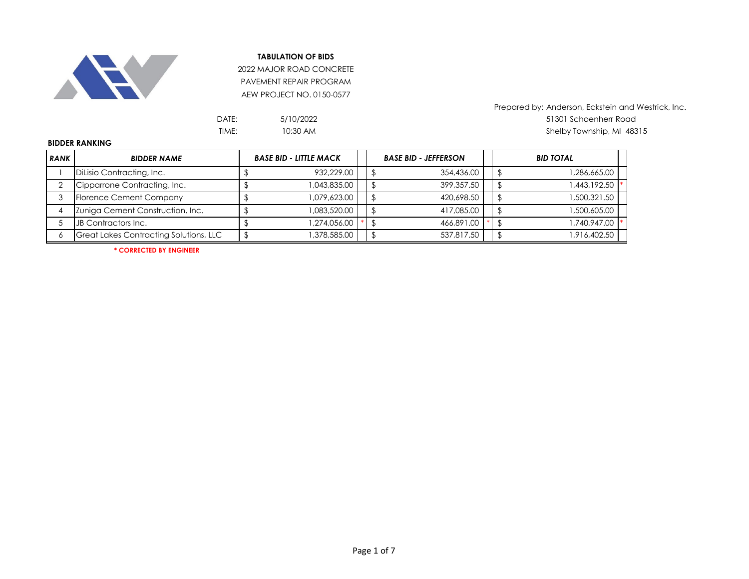**TABULATION OF BIDS**

2022 MAJOR ROAD CONCRETE
PAVEMENT REPAIR PROGRAM
AEW PROJECT NO. 0150-0577

Prepared by: Anderson, Eckstein and Westrick, Inc.
51301 Schoenherr Road
Shelby Township, MI 48315

DATE: 5/10/2022
TIME: 10:30 AM

**BIDDER RANKING**

| RANK | BIDDER NAME | BASE BID - LITTLE MACK | | BASE BID - JEFFERSON | | BID TOTAL | |
|---|---|---|---|---|---|---|---|
| 1 | DiLisio Contracting, Inc. | $ 932,229.00 | | $ 354,436.00 | | $ 1,286,665.00 | |
| 2 | Cipparrone Contracting, Inc. | $ 1,043,835.00 | | $ 399,357.50 | | $ 1,443,192.50 | * |
| 3 | Florence Cement Company | $ 1,079,623.00 | | $ 420,698.50 | | $ 1,500,321.50 | |
| 4 | Zuniga Cement Construction, Inc. | $ 1,083,520.00 | | $ 417,085.00 | | $ 1,500,605.00 | |
| 5 | JB Contractors Inc. | $ 1,274,056.00 | * | $ 466,891.00 | * | $ 1,740,947.00 | * |
| 6 | Great Lakes Contracting Solutions, LLC | $ 1,378,585.00 | | $ 537,817.50 | | $ 1,916,402.50 | |

**\* CORRECTED BY ENGINEER**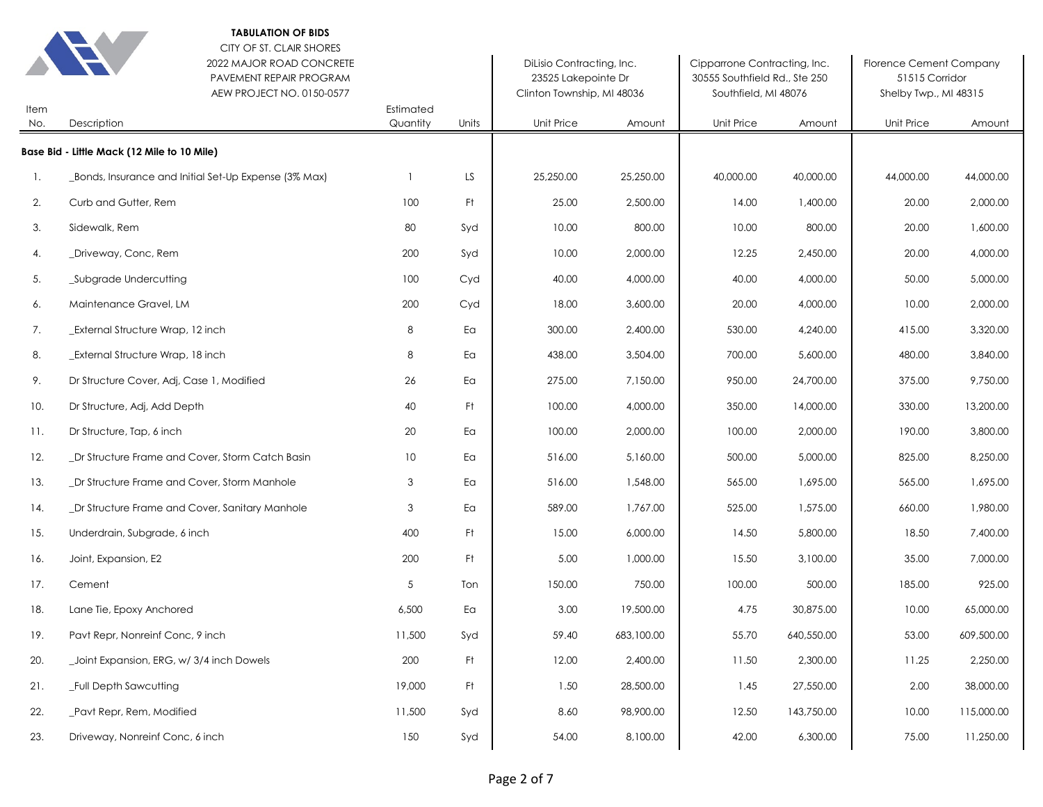**TABULATION OF BIDS**
CITY OF ST. CLAIR SHORES
2022 MAJOR ROAD CONCRETE
PAVEMENT REPAIR PROGRAM
AEW PROJECT NO. 0150-0577

| Item No. | Description | Estimated Quantity | Units | DiLisio Contracting, Inc. 23525 Lakepointe Dr Clinton Township, MI 48036 | | Cipparrone Contracting, Inc. 30555 Southfield Rd., Ste 250 Southfield, MI 48076 | | Florence Cement Company 51515 Corridor Shelby Twp., MI 48315 | |
|---|---|---|---|---|---|---|---|---|---|
| | | | | Unit Price | Amount | Unit Price | Amount | Unit Price | Amount |
| | **Base Bid - Little Mack (12 Mile to 10 Mile)** | | | | | | | | |
| 1. | _Bonds, Insurance and Initial Set-Up Expense (3% Max) | 1 | LS | 25,250.00 | 25,250.00 | 40,000.00 | 40,000.00 | 44,000.00 | 44,000.00 |
| 2. | Curb and Gutter, Rem | 100 | Ft | 25.00 | 2,500.00 | 14.00 | 1,400.00 | 20.00 | 2,000.00 |
| 3. | Sidewalk, Rem | 80 | Syd | 10.00 | 800.00 | 10.00 | 800.00 | 20.00 | 1,600.00 |
| 4. | _Driveway, Conc, Rem | 200 | Syd | 10.00 | 2,000.00 | 12.25 | 2,450.00 | 20.00 | 4,000.00 |
| 5. | _Subgrade Undercutting | 100 | Cyd | 40.00 | 4,000.00 | 40.00 | 4,000.00 | 50.00 | 5,000.00 |
| 6. | Maintenance Gravel, LM | 200 | Cyd | 18.00 | 3,600.00 | 20.00 | 4,000.00 | 10.00 | 2,000.00 |
| 7. | _External Structure Wrap, 12 inch | 8 | Ea | 300.00 | 2,400.00 | 530.00 | 4,240.00 | 415.00 | 3,320.00 |
| 8. | _External Structure Wrap, 18 inch | 8 | Ea | 438.00 | 3,504.00 | 700.00 | 5,600.00 | 480.00 | 3,840.00 |
| 9. | Dr Structure Cover, Adj, Case 1, Modified | 26 | Ea | 275.00 | 7,150.00 | 950.00 | 24,700.00 | 375.00 | 9,750.00 |
| 10. | Dr Structure, Adj, Add Depth | 40 | Ft | 100.00 | 4,000.00 | 350.00 | 14,000.00 | 330.00 | 13,200.00 |
| 11. | Dr Structure, Tap, 6 inch | 20 | Ea | 100.00 | 2,000.00 | 100.00 | 2,000.00 | 190.00 | 3,800.00 |
| 12. | _Dr Structure Frame and Cover, Storm Catch Basin | 10 | Ea | 516.00 | 5,160.00 | 500.00 | 5,000.00 | 825.00 | 8,250.00 |
| 13. | _Dr Structure Frame and Cover, Storm Manhole | 3 | Ea | 516.00 | 1,548.00 | 565.00 | 1,695.00 | 565.00 | 1,695.00 |
| 14. | _Dr Structure Frame and Cover, Sanitary Manhole | 3 | Ea | 589.00 | 1,767.00 | 525.00 | 1,575.00 | 660.00 | 1,980.00 |
| 15. | Underdrain, Subgrade, 6 inch | 400 | Ft | 15.00 | 6,000.00 | 14.50 | 5,800.00 | 18.50 | 7,400.00 |
| 16. | Joint, Expansion, E2 | 200 | Ft | 5.00 | 1,000.00 | 15.50 | 3,100.00 | 35.00 | 7,000.00 |
| 17. | Cement | 5 | Ton | 150.00 | 750.00 | 100.00 | 500.00 | 185.00 | 925.00 |
| 18. | Lane Tie, Epoxy Anchored | 6,500 | Ea | 3.00 | 19,500.00 | 4.75 | 30,875.00 | 10.00 | 65,000.00 |
| 19. | Pavt Repr, Nonreinf Conc, 9 inch | 11,500 | Syd | 59.40 | 683,100.00 | 55.70 | 640,550.00 | 53.00 | 609,500.00 |
| 20. | _Joint Expansion, ERG, w/ 3/4 inch Dowels | 200 | Ft | 12.00 | 2,400.00 | 11.50 | 2,300.00 | 11.25 | 2,250.00 |
| 21. | _Full Depth Sawcutting | 19,000 | Ft | 1.50 | 28,500.00 | 1.45 | 27,550.00 | 2.00 | 38,000.00 |
| 22. | _Pavt Repr, Rem, Modified | 11,500 | Syd | 8.60 | 98,900.00 | 12.50 | 143,750.00 | 10.00 | 115,000.00 |
| 23. | Driveway, Nonreinf Conc, 6 inch | 150 | Syd | 54.00 | 8,100.00 | 42.00 | 6,300.00 | 75.00 | 11,250.00 |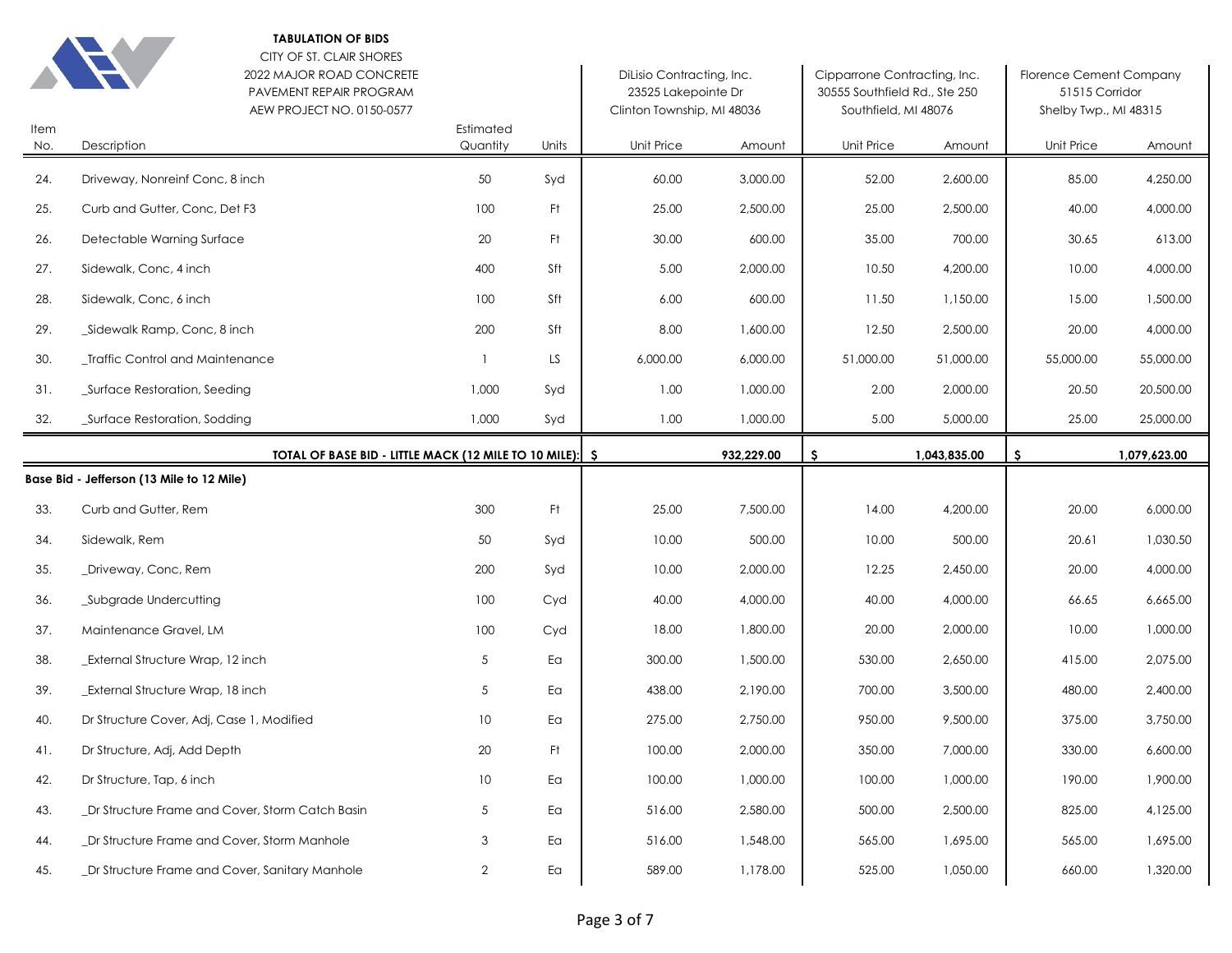**TABULATION OF BIDS**
CITY OF ST. CLAIR SHORES
2022 MAJOR ROAD CONCRETE
PAVEMENT REPAIR PROGRAM
AEW PROJECT NO. 0150-0577

| Item No. | Description | Estimated Quantity | Units | DiLisio Contracting, Inc. 23525 Lakepointe Dr Clinton Township, MI 48036 | | Cipparrone Contracting, Inc. 30555 Southfield Rd., Ste 250 Southfield, MI 48076 | | Florence Cement Company 51515 Corridor Shelby Twp., MI 48315 | |
|---|---|---|---|---|---|---|---|---|---|
| | | | | Unit Price | Amount | Unit Price | Amount | Unit Price | Amount |
| 24. | Driveway, Nonreinf Conc, 8 inch | 50 | Syd | 60.00 | 3,000.00 | 52.00 | 2,600.00 | 85.00 | 4,250.00 |
| 25. | Curb and Gutter, Conc, Det F3 | 100 | Ft | 25.00 | 2,500.00 | 25.00 | 2,500.00 | 40.00 | 4,000.00 |
| 26. | Detectable Warning Surface | 20 | Ft | 30.00 | 600.00 | 35.00 | 700.00 | 30.65 | 613.00 |
| 27. | Sidewalk, Conc, 4 inch | 400 | Sft | 5.00 | 2,000.00 | 10.50 | 4,200.00 | 10.00 | 4,000.00 |
| 28. | Sidewalk, Conc, 6 inch | 100 | Sft | 6.00 | 600.00 | 11.50 | 1,150.00 | 15.00 | 1,500.00 |
| 29. | _Sidewalk Ramp, Conc, 8 inch | 200 | Sft | 8.00 | 1,600.00 | 12.50 | 2,500.00 | 20.00 | 4,000.00 |
| 30. | _Traffic Control and Maintenance | 1 | LS | 6,000.00 | 6,000.00 | 51,000.00 | 51,000.00 | 55,000.00 | 55,000.00 |
| 31. | _Surface Restoration, Seeding | 1,000 | Syd | 1.00 | 1,000.00 | 2.00 | 2,000.00 | 20.50 | 20,500.00 |
| 32. | _Surface Restoration, Sodding | 1,000 | Syd | 1.00 | 1,000.00 | 5.00 | 5,000.00 | 25.00 | 25,000.00 |
| | **TOTAL OF BASE BID - LITTLE MACK (12 MILE TO 10 MILE):** | | | **$** | **932,229.00** | **$** | **1,043,835.00** | **$** | **1,079,623.00** |
| | **Base Bid - Jefferson (13 Mile to 12 Mile)** | | | | | | | | |
| 33. | Curb and Gutter, Rem | 300 | Ft | 25.00 | 7,500.00 | 14.00 | 4,200.00 | 20.00 | 6,000.00 |
| 34. | Sidewalk, Rem | 50 | Syd | 10.00 | 500.00 | 10.00 | 500.00 | 20.61 | 1,030.50 |
| 35. | _Driveway, Conc, Rem | 200 | Syd | 10.00 | 2,000.00 | 12.25 | 2,450.00 | 20.00 | 4,000.00 |
| 36. | _Subgrade Undercutting | 100 | Cyd | 40.00 | 4,000.00 | 40.00 | 4,000.00 | 66.65 | 6,665.00 |
| 37. | Maintenance Gravel, LM | 100 | Cyd | 18.00 | 1,800.00 | 20.00 | 2,000.00 | 10.00 | 1,000.00 |
| 38. | _External Structure Wrap, 12 inch | 5 | Ea | 300.00 | 1,500.00 | 530.00 | 2,650.00 | 415.00 | 2,075.00 |
| 39. | _External Structure Wrap, 18 inch | 5 | Ea | 438.00 | 2,190.00 | 700.00 | 3,500.00 | 480.00 | 2,400.00 |
| 40. | Dr Structure Cover, Adj, Case 1, Modified | 10 | Ea | 275.00 | 2,750.00 | 950.00 | 9,500.00 | 375.00 | 3,750.00 |
| 41. | Dr Structure, Adj, Add Depth | 20 | Ft | 100.00 | 2,000.00 | 350.00 | 7,000.00 | 330.00 | 6,600.00 |
| 42. | Dr Structure, Tap, 6 inch | 10 | Ea | 100.00 | 1,000.00 | 100.00 | 1,000.00 | 190.00 | 1,900.00 |
| 43. | _Dr Structure Frame and Cover, Storm Catch Basin | 5 | Ea | 516.00 | 2,580.00 | 500.00 | 2,500.00 | 825.00 | 4,125.00 |
| 44. | _Dr Structure Frame and Cover, Storm Manhole | 3 | Ea | 516.00 | 1,548.00 | 565.00 | 1,695.00 | 565.00 | 1,695.00 |
| 45. | _Dr Structure Frame and Cover, Sanitary Manhole | 2 | Ea | 589.00 | 1,178.00 | 525.00 | 1,050.00 | 660.00 | 1,320.00 |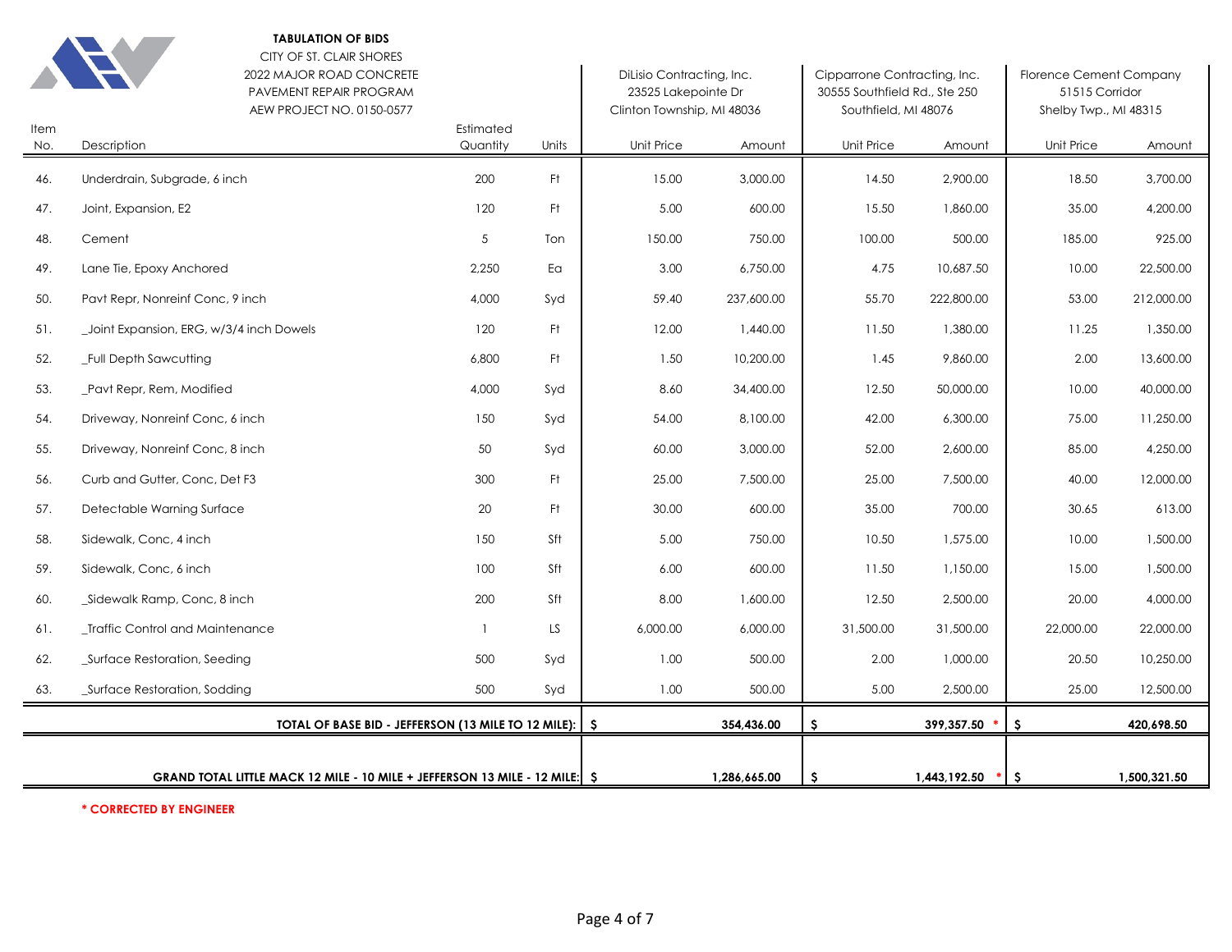**TABULATION OF BIDS**

CITY OF ST. CLAIR SHORES
2022 MAJOR ROAD CONCRETE
PAVEMENT REPAIR PROGRAM
AEW PROJECT NO. 0150-0577

| Item No. | Description | Estimated Quantity | Units | DiLisio Contracting, Inc. 23525 Lakepointe Dr Clinton Township, MI 48036 | | Cipparrone Contracting, Inc. 30555 Southfield Rd., Ste 250 Southfield, MI 48076 | | Florence Cement Company 51515 Corridor Shelby Twp., MI 48315 | |
|---|---|---|---|---|---|---|---|---|---|
| | | | | Unit Price | Amount | Unit Price | Amount | Unit Price | Amount |
| 46. | Underdrain, Subgrade, 6 inch | 200 | Ft | 15.00 | 3,000.00 | 14.50 | 2,900.00 | 18.50 | 3,700.00 |
| 47. | Joint, Expansion, E2 | 120 | Ft | 5.00 | 600.00 | 15.50 | 1,860.00 | 35.00 | 4,200.00 |
| 48. | Cement | 5 | Ton | 150.00 | 750.00 | 100.00 | 500.00 | 185.00 | 925.00 |
| 49. | Lane Tie, Epoxy Anchored | 2,250 | Ea | 3.00 | 6,750.00 | 4.75 | 10,687.50 | 10.00 | 22,500.00 |
| 50. | Pavt Repr, Nonreinf Conc, 9 inch | 4,000 | Syd | 59.40 | 237,600.00 | 55.70 | 222,800.00 | 53.00 | 212,000.00 |
| 51. | _Joint Expansion, ERG, w/3/4 inch Dowels | 120 | Ft | 12.00 | 1,440.00 | 11.50 | 1,380.00 | 11.25 | 1,350.00 |
| 52. | _Full Depth Sawcutting | 6,800 | Ft | 1.50 | 10,200.00 | 1.45 | 9,860.00 | 2.00 | 13,600.00 |
| 53. | _Pavt Repr, Rem, Modified | 4,000 | Syd | 8.60 | 34,400.00 | 12.50 | 50,000.00 | 10.00 | 40,000.00 |
| 54. | Driveway, Nonreinf Conc, 6 inch | 150 | Syd | 54.00 | 8,100.00 | 42.00 | 6,300.00 | 75.00 | 11,250.00 |
| 55. | Driveway, Nonreinf Conc, 8 inch | 50 | Syd | 60.00 | 3,000.00 | 52.00 | 2,600.00 | 85.00 | 4,250.00 |
| 56. | Curb and Gutter, Conc, Det F3 | 300 | Ft | 25.00 | 7,500.00 | 25.00 | 7,500.00 | 40.00 | 12,000.00 |
| 57. | Detectable Warning Surface | 20 | Ft | 30.00 | 600.00 | 35.00 | 700.00 | 30.65 | 613.00 |
| 58. | Sidewalk, Conc, 4 inch | 150 | Sft | 5.00 | 750.00 | 10.50 | 1,575.00 | 10.00 | 1,500.00 |
| 59. | Sidewalk, Conc, 6 inch | 100 | Sft | 6.00 | 600.00 | 11.50 | 1,150.00 | 15.00 | 1,500.00 |
| 60. | _Sidewalk Ramp, Conc, 8 inch | 200 | Sft | 8.00 | 1,600.00 | 12.50 | 2,500.00 | 20.00 | 4,000.00 |
| 61. | _Traffic Control and Maintenance | 1 | LS | 6,000.00 | 6,000.00 | 31,500.00 | 31,500.00 | 22,000.00 | 22,000.00 |
| 62. | _Surface Restoration, Seeding | 500 | Syd | 1.00 | 500.00 | 2.00 | 1,000.00 | 20.50 | 10,250.00 |
| 63. | _Surface Restoration, Sodding | 500 | Syd | 1.00 | 500.00 | 5.00 | 2,500.00 | 25.00 | 12,500.00 |
| | **TOTAL OF BASE BID - JEFFERSON (13 MILE TO 12 MILE):** | | | **$** | **354,436.00** | **$** | **399,357.50 *** | **$** | **420,698.50** |
| | **GRAND TOTAL LITTLE MACK 12 MILE - 10 MILE + JEFFERSON 13 MILE - 12 MILE:** | | | **$** | **1,286,665.00** | **$** | **1,443,192.50 *** | **$** | **1,500,321.50** |

*** CORRECTED BY ENGINEER**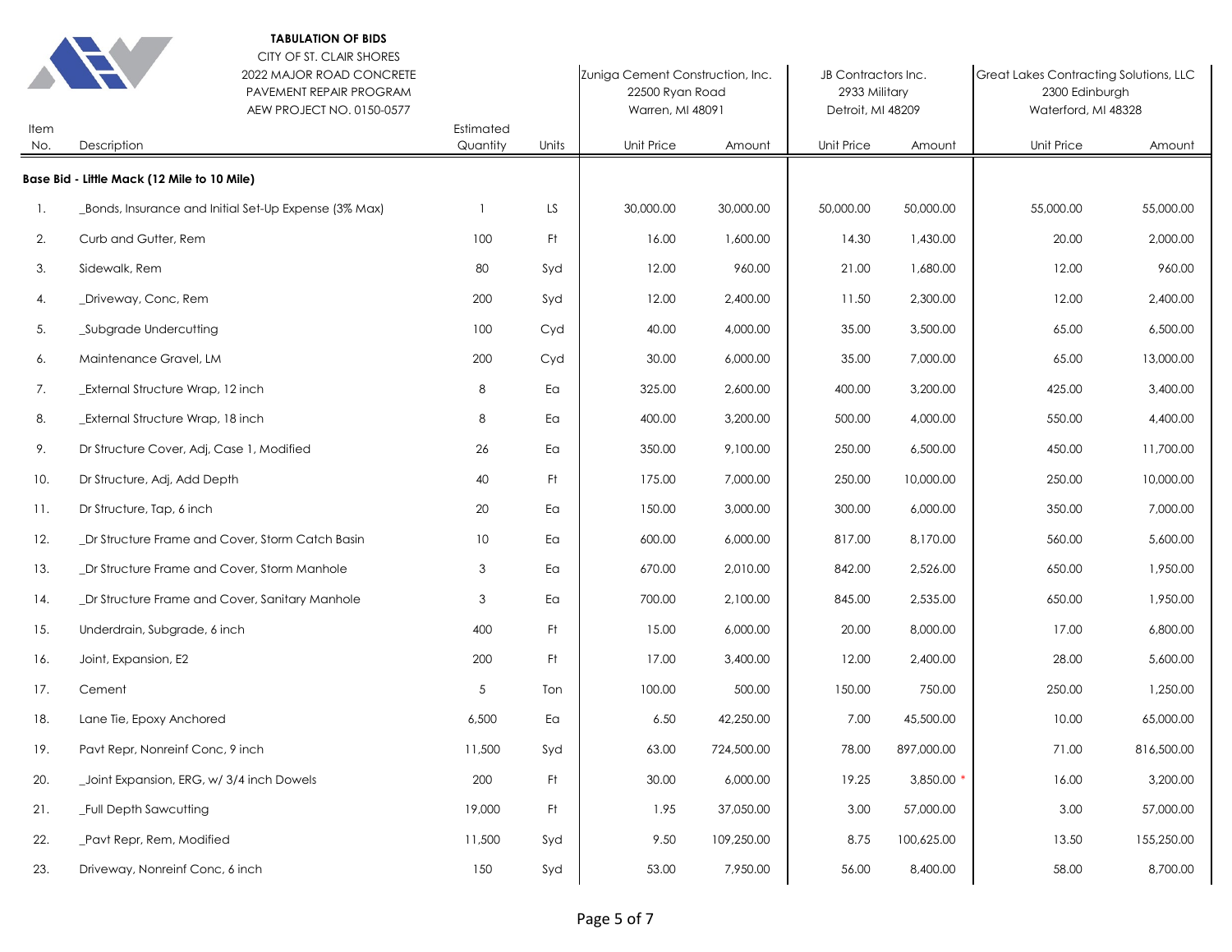**TABULATION OF BIDS**

CITY OF ST. CLAIR SHORES
2022 MAJOR ROAD CONCRETE
PAVEMENT REPAIR PROGRAM
AEW PROJECT NO. 0150-0577

| Item No. | Description | Estimated Quantity | Units | Zuniga Cement Construction, Inc. 22500 Ryan Road Warren, MI 48091 | | JB Contractors Inc. 2933 Military Detroit, MI 48209 | | Great Lakes Contracting Solutions, LLC 2300 Edinburgh Waterford, MI 48328 | |
|---|---|---|---|---|---|---|---|---|---|
| | | | | Unit Price | Amount | Unit Price | Amount | Unit Price | Amount |
| **Base Bid - Little Mack (12 Mile to 10 Mile)** | | | | | | | | | |
| 1. | _Bonds, Insurance and Initial Set-Up Expense (3% Max) | 1 | LS | 30,000.00 | 30,000.00 | 50,000.00 | 50,000.00 | 55,000.00 | 55,000.00 |
| 2. | Curb and Gutter, Rem | 100 | Ft | 16.00 | 1,600.00 | 14.30 | 1,430.00 | 20.00 | 2,000.00 |
| 3. | Sidewalk, Rem | 80 | Syd | 12.00 | 960.00 | 21.00 | 1,680.00 | 12.00 | 960.00 |
| 4. | _Driveway, Conc, Rem | 200 | Syd | 12.00 | 2,400.00 | 11.50 | 2,300.00 | 12.00 | 2,400.00 |
| 5. | _Subgrade Undercutting | 100 | Cyd | 40.00 | 4,000.00 | 35.00 | 3,500.00 | 65.00 | 6,500.00 |
| 6. | Maintenance Gravel, LM | 200 | Cyd | 30.00 | 6,000.00 | 35.00 | 7,000.00 | 65.00 | 13,000.00 |
| 7. | _External Structure Wrap, 12 inch | 8 | Ea | 325.00 | 2,600.00 | 400.00 | 3,200.00 | 425.00 | 3,400.00 |
| 8. | _External Structure Wrap, 18 inch | 8 | Ea | 400.00 | 3,200.00 | 500.00 | 4,000.00 | 550.00 | 4,400.00 |
| 9. | Dr Structure Cover, Adj, Case 1, Modified | 26 | Ea | 350.00 | 9,100.00 | 250.00 | 6,500.00 | 450.00 | 11,700.00 |
| 10. | Dr Structure, Adj, Add Depth | 40 | Ft | 175.00 | 7,000.00 | 250.00 | 10,000.00 | 250.00 | 10,000.00 |
| 11. | Dr Structure, Tap, 6 inch | 20 | Ea | 150.00 | 3,000.00 | 300.00 | 6,000.00 | 350.00 | 7,000.00 |
| 12. | _Dr Structure Frame and Cover, Storm Catch Basin | 10 | Ea | 600.00 | 6,000.00 | 817.00 | 8,170.00 | 560.00 | 5,600.00 |
| 13. | _Dr Structure Frame and Cover, Storm Manhole | 3 | Ea | 670.00 | 2,010.00 | 842.00 | 2,526.00 | 650.00 | 1,950.00 |
| 14. | _Dr Structure Frame and Cover, Sanitary Manhole | 3 | Ea | 700.00 | 2,100.00 | 845.00 | 2,535.00 | 650.00 | 1,950.00 |
| 15. | Underdrain, Subgrade, 6 inch | 400 | Ft | 15.00 | 6,000.00 | 20.00 | 8,000.00 | 17.00 | 6,800.00 |
| 16. | Joint, Expansion, E2 | 200 | Ft | 17.00 | 3,400.00 | 12.00 | 2,400.00 | 28.00 | 5,600.00 |
| 17. | Cement | 5 | Ton | 100.00 | 500.00 | 150.00 | 750.00 | 250.00 | 1,250.00 |
| 18. | Lane Tie, Epoxy Anchored | 6,500 | Ea | 6.50 | 42,250.00 | 7.00 | 45,500.00 | 10.00 | 65,000.00 |
| 19. | Pavt Repr, Nonreinf Conc, 9 inch | 11,500 | Syd | 63.00 | 724,500.00 | 78.00 | 897,000.00 | 71.00 | 816,500.00 |
| 20. | _Joint Expansion, ERG, w/ 3/4 inch Dowels | 200 | Ft | 30.00 | 6,000.00 | 19.25 | 3,850.00 * | 16.00 | 3,200.00 |
| 21. | _Full Depth Sawcutting | 19,000 | Ft | 1.95 | 37,050.00 | 3.00 | 57,000.00 | 3.00 | 57,000.00 |
| 22. | _Pavt Repr, Rem, Modified | 11,500 | Syd | 9.50 | 109,250.00 | 8.75 | 100,625.00 | 13.50 | 155,250.00 |
| 23. | Driveway, Nonreinf Conc, 6 inch | 150 | Syd | 53.00 | 7,950.00 | 56.00 | 8,400.00 | 58.00 | 8,700.00 |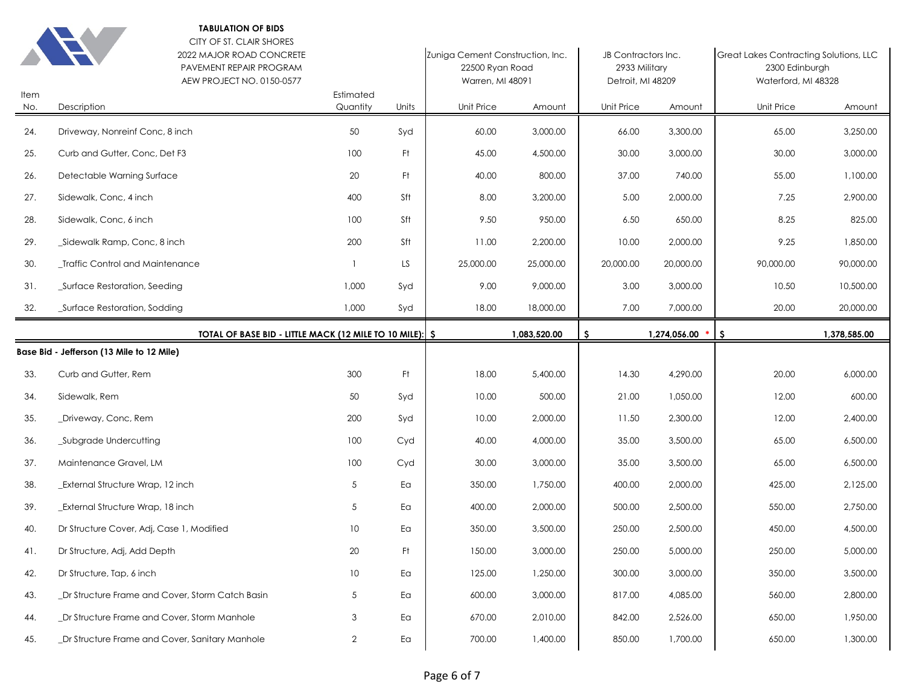**TABULATION OF BIDS**
CITY OF ST. CLAIR SHORES
2022 MAJOR ROAD CONCRETE
PAVEMENT REPAIR PROGRAM
AEW PROJECT NO. 0150-0577

| | | | | Zuniga Cement Construction, Inc. 22500 Ryan Road Warren, MI 48091 | | JB Contractors Inc. 2933 Military Detroit, MI 48209 | | Great Lakes Contracting Solutions, LLC 2300 Edinburgh Waterford, MI 48328 | |
|---|---|---|---|---|---|---|---|---|---|
| Item No. | Description | Estimated Quantity | Units | Unit Price | Amount | Unit Price | Amount | Unit Price | Amount |
| 24. | Driveway, Nonreinf Conc, 8 inch | 50 | Syd | 60.00 | 3,000.00 | 66.00 | 3,300.00 | 65.00 | 3,250.00 |
| 25. | Curb and Gutter, Conc, Det F3 | 100 | Ft | 45.00 | 4,500.00 | 30.00 | 3,000.00 | 30.00 | 3,000.00 |
| 26. | Detectable Warning Surface | 20 | Ft | 40.00 | 800.00 | 37.00 | 740.00 | 55.00 | 1,100.00 |
| 27. | Sidewalk, Conc, 4 inch | 400 | Sft | 8.00 | 3,200.00 | 5.00 | 2,000.00 | 7.25 | 2,900.00 |
| 28. | Sidewalk, Conc, 6 inch | 100 | Sft | 9.50 | 950.00 | 6.50 | 650.00 | 8.25 | 825.00 |
| 29. | _Sidewalk Ramp, Conc, 8 inch | 200 | Sft | 11.00 | 2,200.00 | 10.00 | 2,000.00 | 9.25 | 1,850.00 |
| 30. | _Traffic Control and Maintenance | 1 | LS | 25,000.00 | 25,000.00 | 20,000.00 | 20,000.00 | 90,000.00 | 90,000.00 |
| 31. | _Surface Restoration, Seeding | 1,000 | Syd | 9.00 | 9,000.00 | 3.00 | 3,000.00 | 10.50 | 10,500.00 |
| 32. | _Surface Restoration, Sodding | 1,000 | Syd | 18.00 | 18,000.00 | 7.00 | 7,000.00 | 20.00 | 20,000.00 |
| | **TOTAL OF BASE BID - LITTLE MACK (12 MILE TO 10 MILE):** | | | **$** | **1,083,520.00** | **$** | **1,274,056.00 *** | **$** | **1,378,585.00** |
| **Base Bid - Jefferson (13 Mile to 12 Mile)** | | | | | | | | | |
| 33. | Curb and Gutter, Rem | 300 | Ft | 18.00 | 5,400.00 | 14.30 | 4,290.00 | 20.00 | 6,000.00 |
| 34. | Sidewalk, Rem | 50 | Syd | 10.00 | 500.00 | 21.00 | 1,050.00 | 12.00 | 600.00 |
| 35. | _Driveway, Conc, Rem | 200 | Syd | 10.00 | 2,000.00 | 11.50 | 2,300.00 | 12.00 | 2,400.00 |
| 36. | _Subgrade Undercutting | 100 | Cyd | 40.00 | 4,000.00 | 35.00 | 3,500.00 | 65.00 | 6,500.00 |
| 37. | Maintenance Gravel, LM | 100 | Cyd | 30.00 | 3,000.00 | 35.00 | 3,500.00 | 65.00 | 6,500.00 |
| 38. | _External Structure Wrap, 12 inch | 5 | Ea | 350.00 | 1,750.00 | 400.00 | 2,000.00 | 425.00 | 2,125.00 |
| 39. | _External Structure Wrap, 18 inch | 5 | Ea | 400.00 | 2,000.00 | 500.00 | 2,500.00 | 550.00 | 2,750.00 |
| 40. | Dr Structure Cover, Adj, Case 1, Modified | 10 | Ea | 350.00 | 3,500.00 | 250.00 | 2,500.00 | 450.00 | 4,500.00 |
| 41. | Dr Structure, Adj, Add Depth | 20 | Ft | 150.00 | 3,000.00 | 250.00 | 5,000.00 | 250.00 | 5,000.00 |
| 42. | Dr Structure, Tap, 6 inch | 10 | Ea | 125.00 | 1,250.00 | 300.00 | 3,000.00 | 350.00 | 3,500.00 |
| 43. | _Dr Structure Frame and Cover, Storm Catch Basin | 5 | Ea | 600.00 | 3,000.00 | 817.00 | 4,085.00 | 560.00 | 2,800.00 |
| 44. | _Dr Structure Frame and Cover, Storm Manhole | 3 | Ea | 670.00 | 2,010.00 | 842.00 | 2,526.00 | 650.00 | 1,950.00 |
| 45. | _Dr Structure Frame and Cover, Sanitary Manhole | 2 | Ea | 700.00 | 1,400.00 | 850.00 | 1,700.00 | 650.00 | 1,300.00 |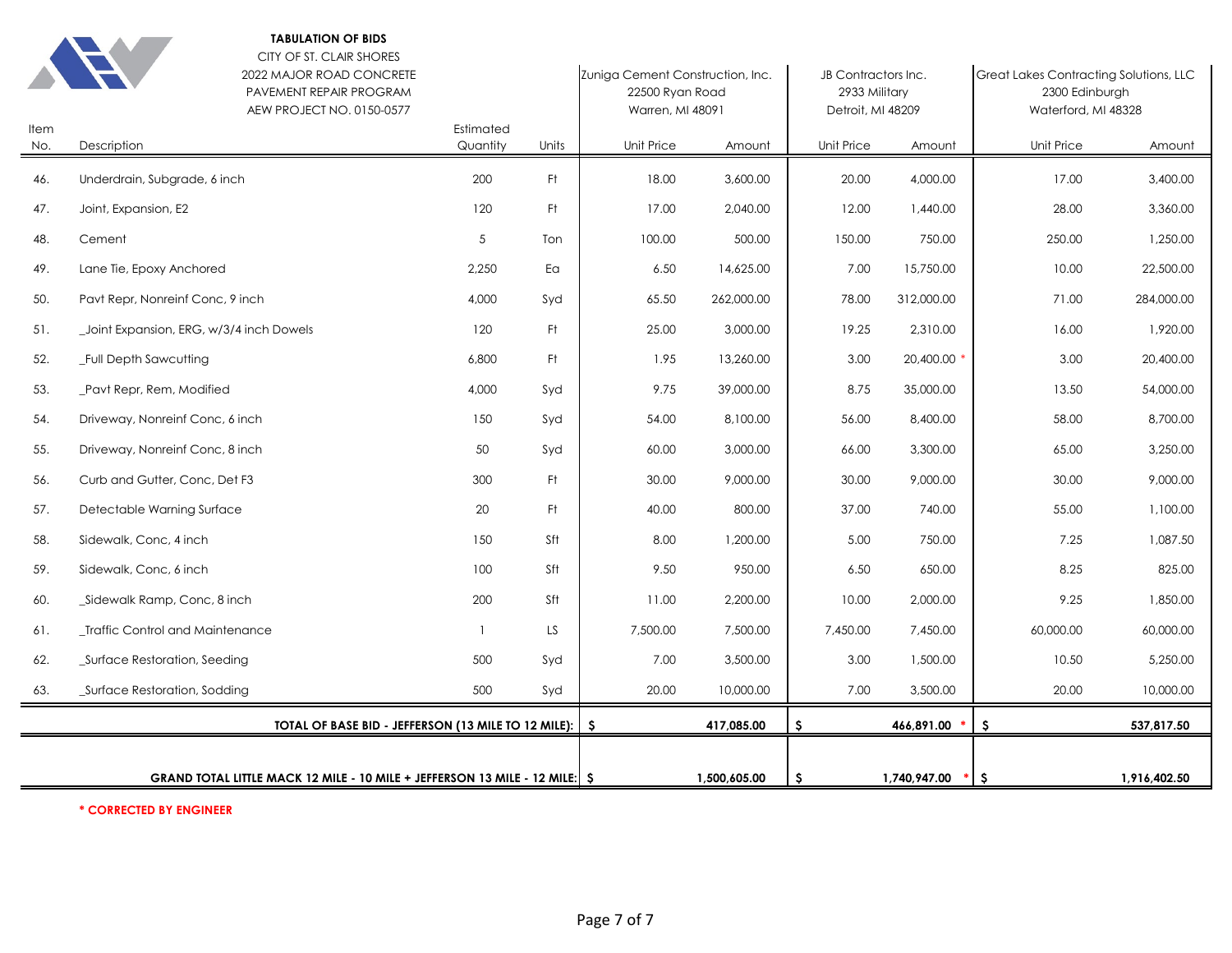**TABULATION OF BIDS**

CITY OF ST. CLAIR SHORES

2022 MAJOR ROAD CONCRETE

PAVEMENT REPAIR PROGRAM

AEW PROJECT NO. 0150-0577

| Item No. | Description | Estimated Quantity | Units | Zuniga Cement Construction, Inc. 22500 Ryan Road Warren, MI 48091 | | JB Contractors Inc. 2933 Military Detroit, MI 48209 | | Great Lakes Contracting Solutions, LLC 2300 Edinburgh Waterford, MI 48328 | |
|---|---|---|---|---|---|---|---|---|---|
| | | | | Unit Price | Amount | Unit Price | Amount | Unit Price | Amount |
| 46. | Underdrain, Subgrade, 6 inch | 200 | Ft | 18.00 | 3,600.00 | 20.00 | 4,000.00 | 17.00 | 3,400.00 |
| 47. | Joint, Expansion, E2 | 120 | Ft | 17.00 | 2,040.00 | 12.00 | 1,440.00 | 28.00 | 3,360.00 |
| 48. | Cement | 5 | Ton | 100.00 | 500.00 | 150.00 | 750.00 | 250.00 | 1,250.00 |
| 49. | Lane Tie, Epoxy Anchored | 2,250 | Ea | 6.50 | 14,625.00 | 7.00 | 15,750.00 | 10.00 | 22,500.00 |
| 50. | Pavt Repr, Nonreinf Conc, 9 inch | 4,000 | Syd | 65.50 | 262,000.00 | 78.00 | 312,000.00 | 71.00 | 284,000.00 |
| 51. | _Joint Expansion, ERG, w/3/4 inch Dowels | 120 | Ft | 25.00 | 3,000.00 | 19.25 | 2,310.00 | 16.00 | 1,920.00 |
| 52. | _Full Depth Sawcutting | 6,800 | Ft | 1.95 | 13,260.00 | 3.00 | 20,400.00 * | 3.00 | 20,400.00 |
| 53. | _Pavt Repr, Rem, Modified | 4,000 | Syd | 9.75 | 39,000.00 | 8.75 | 35,000.00 | 13.50 | 54,000.00 |
| 54. | Driveway, Nonreinf Conc, 6 inch | 150 | Syd | 54.00 | 8,100.00 | 56.00 | 8,400.00 | 58.00 | 8,700.00 |
| 55. | Driveway, Nonreinf Conc, 8 inch | 50 | Syd | 60.00 | 3,000.00 | 66.00 | 3,300.00 | 65.00 | 3,250.00 |
| 56. | Curb and Gutter, Conc, Det F3 | 300 | Ft | 30.00 | 9,000.00 | 30.00 | 9,000.00 | 30.00 | 9,000.00 |
| 57. | Detectable Warning Surface | 20 | Ft | 40.00 | 800.00 | 37.00 | 740.00 | 55.00 | 1,100.00 |
| 58. | Sidewalk, Conc, 4 inch | 150 | Sft | 8.00 | 1,200.00 | 5.00 | 750.00 | 7.25 | 1,087.50 |
| 59. | Sidewalk, Conc, 6 inch | 100 | Sft | 9.50 | 950.00 | 6.50 | 650.00 | 8.25 | 825.00 |
| 60. | _Sidewalk Ramp, Conc, 8 inch | 200 | Sft | 11.00 | 2,200.00 | 10.00 | 2,000.00 | 9.25 | 1,850.00 |
| 61. | _Traffic Control and Maintenance | 1 | LS | 7,500.00 | 7,500.00 | 7,450.00 | 7,450.00 | 60,000.00 | 60,000.00 |
| 62. | _Surface Restoration, Seeding | 500 | Syd | 7.00 | 3,500.00 | 3.00 | 1,500.00 | 10.50 | 5,250.00 |
| 63. | _Surface Restoration, Sodding | 500 | Syd | 20.00 | 10,000.00 | 7.00 | 3,500.00 | 20.00 | 10,000.00 |
| | **TOTAL OF BASE BID - JEFFERSON (13 MILE TO 12 MILE):** | | | **$** | **417,085.00** | **$** | **466,891.00** * | **$** | **537,817.50** |
| | **GRAND TOTAL LITTLE MACK 12 MILE - 10 MILE + JEFFERSON 13 MILE - 12 MILE:** | | | **$** | **1,500,605.00** | **$** | **1,740,947.00** * | **$** | **1,916,402.50** |

**\* CORRECTED BY ENGINEER**